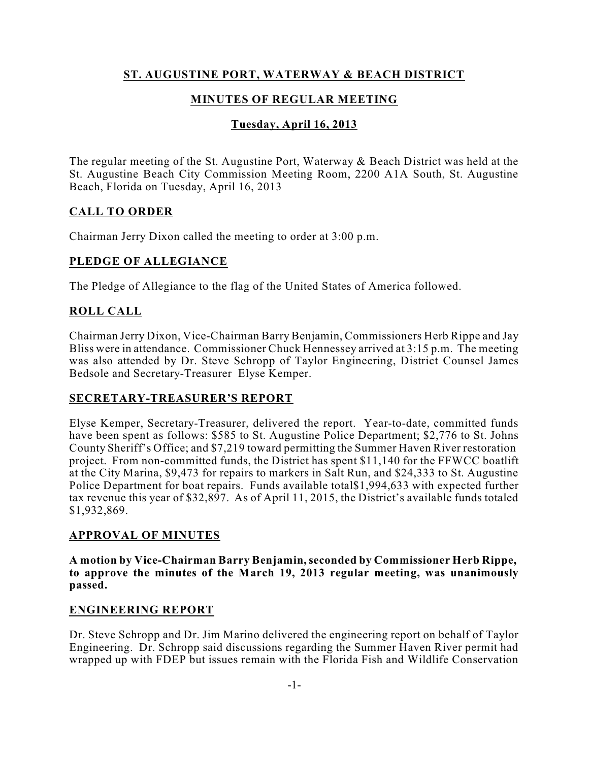# ST. AUGUSTINE PORT, WATERWAY & BEACH DISTRICT

## MINUTES OF REGULAR MEETING

### Tuesday, April 16, 2013

The regular meeting of the St. Augustine Port, Waterway & Beach District was held at the St. Augustine Beach City Commission Meeting Room, 2200 A1A South, St. Augustine Beach, Florida on Tuesday, April 16, 2013

## CALL TO ORDER

Chairman Jerry Dixon called the meeting to order at 3:00 p.m.

## PLEDGE OF ALLEGIANCE

The Pledge of Allegiance to the flag of the United States of America followed.

## ROLL CALL

Chairman Jerry Dixon, Vice-Chairman Barry Benjamin, Commissioners Herb Rippe and Jay Bliss were in attendance. Commissioner Chuck Hennessey arrived at 3:15 p.m. The meeting was also attended by Dr. Steve Schropp of Taylor Engineering, District Counsel James Bedsole and Secretary-Treasurer Elyse Kemper.

## SECRETARY-TREASURER'S REPORT

Elyse Kemper, Secretary-Treasurer, delivered the report. Year-to-date, committed funds have been spent as follows: $585 to St. Augustine Police Department; $2,776 to St. Johns County Sheriff's Office; and $7,219 toward permitting the Summer Haven River restoration project. From non-committed funds, the District has spent $11,140 for the FFWCC boatlift at the City Marina, $9,473 for repairs to markers in Salt Run, and $24,333 to St. Augustine Police Department for boat repairs. Funds available total$1,994,633 with expected further tax revenue this year of $32,897. As of April 11, 2015, the District's available funds totaled $1,932,869.

## APPROVAL OF MINUTES

**A motion by Vice-Chairman Barry Benjamin, seconded by Commissioner Herb Rippe, to approve the minutes of the March 19, 2013 regular meeting, was unanimously passed.**

## ENGINEERING REPORT

Dr. Steve Schropp and Dr. Jim Marino delivered the engineering report on behalf of Taylor Engineering. Dr. Schropp said discussions regarding the Summer Haven River permit had wrapped up with FDEP but issues remain with the Florida Fish and Wildlife Conservation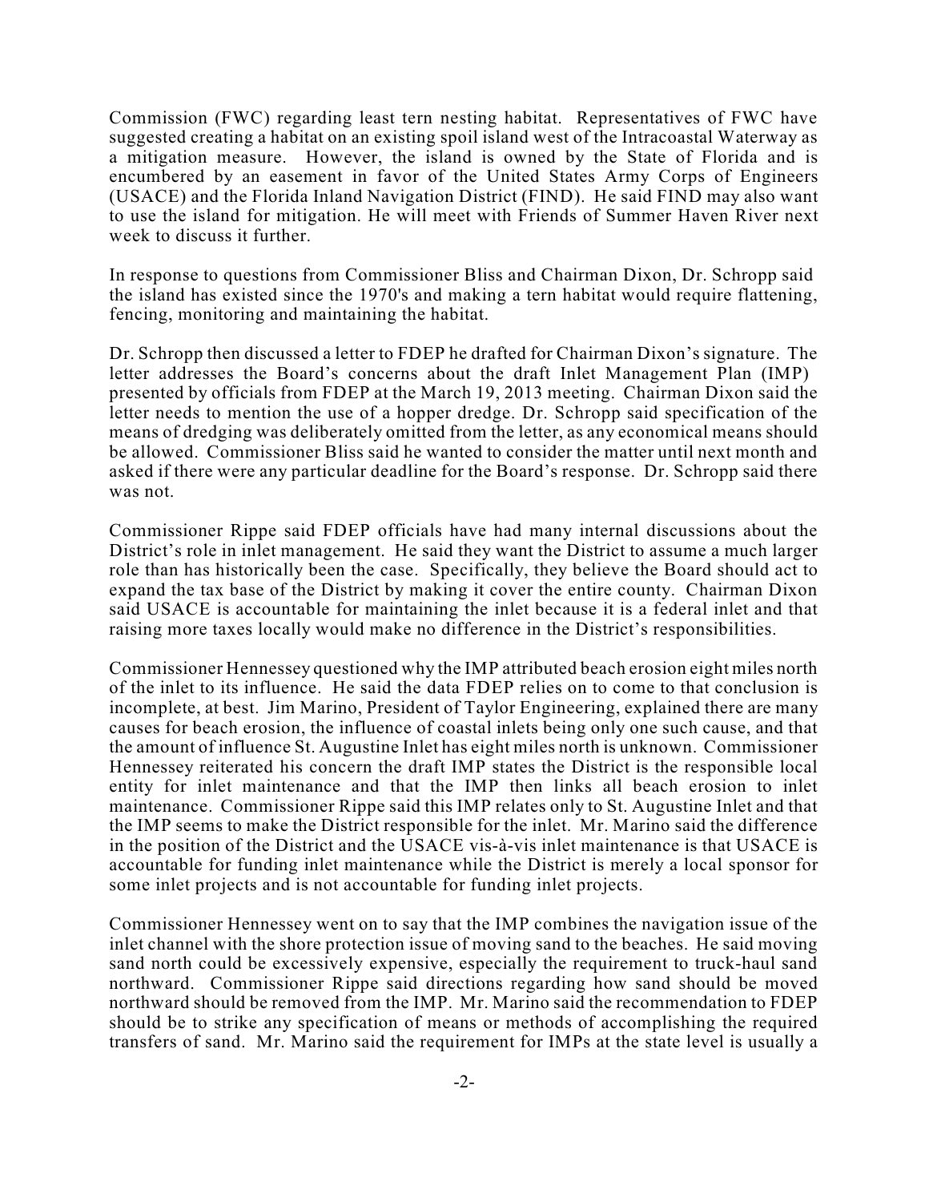Commission (FWC) regarding least tern nesting habitat. Representatives of FWC have suggested creating a habitat on an existing spoil island west of the Intracoastal Waterway as a mitigation measure. However, the island is owned by the State of Florida and is encumbered by an easement in favor of the United States Army Corps of Engineers (USACE) and the Florida Inland Navigation District (FIND). He said FIND may also want to use the island for mitigation. He will meet with Friends of Summer Haven River next week to discuss it further.

In response to questions from Commissioner Bliss and Chairman Dixon, Dr. Schropp said the island has existed since the 1970's and making a tern habitat would require flattening, fencing, monitoring and maintaining the habitat.

Dr. Schropp then discussed a letter to FDEP he drafted for Chairman Dixon's signature. The letter addresses the Board's concerns about the draft Inlet Management Plan (IMP) presented by officials from FDEP at the March 19, 2013 meeting. Chairman Dixon said the letter needs to mention the use of a hopper dredge. Dr. Schropp said specification of the means of dredging was deliberately omitted from the letter, as any economical means should be allowed. Commissioner Bliss said he wanted to consider the matter until next month and asked if there were any particular deadline for the Board's response. Dr. Schropp said there was not.

Commissioner Rippe said FDEP officials have had many internal discussions about the District's role in inlet management. He said they want the District to assume a much larger role than has historically been the case. Specifically, they believe the Board should act to expand the tax base of the District by making it cover the entire county. Chairman Dixon said USACE is accountable for maintaining the inlet because it is a federal inlet and that raising more taxes locally would make no difference in the District's responsibilities.

Commissioner Hennessey questioned why the IMP attributed beach erosion eight miles north of the inlet to its influence. He said the data FDEP relies on to come to that conclusion is incomplete, at best. Jim Marino, President of Taylor Engineering, explained there are many causes for beach erosion, the influence of coastal inlets being only one such cause, and that the amount of influence St. Augustine Inlet has eight miles north is unknown. Commissioner Hennessey reiterated his concern the draft IMP states the District is the responsible local entity for inlet maintenance and that the IMP then links all beach erosion to inlet maintenance. Commissioner Rippe said this IMP relates only to St. Augustine Inlet and that the IMP seems to make the District responsible for the inlet. Mr. Marino said the difference in the position of the District and the USACE vis-à-vis inlet maintenance is that USACE is accountable for funding inlet maintenance while the District is merely a local sponsor for some inlet projects and is not accountable for funding inlet projects.

Commissioner Hennessey went on to say that the IMP combines the navigation issue of the inlet channel with the shore protection issue of moving sand to the beaches. He said moving sand north could be excessively expensive, especially the requirement to truck-haul sand northward. Commissioner Rippe said directions regarding how sand should be moved northward should be removed from the IMP. Mr. Marino said the recommendation to FDEP should be to strike any specification of means or methods of accomplishing the required transfers of sand. Mr. Marino said the requirement for IMPs at the state level is usually a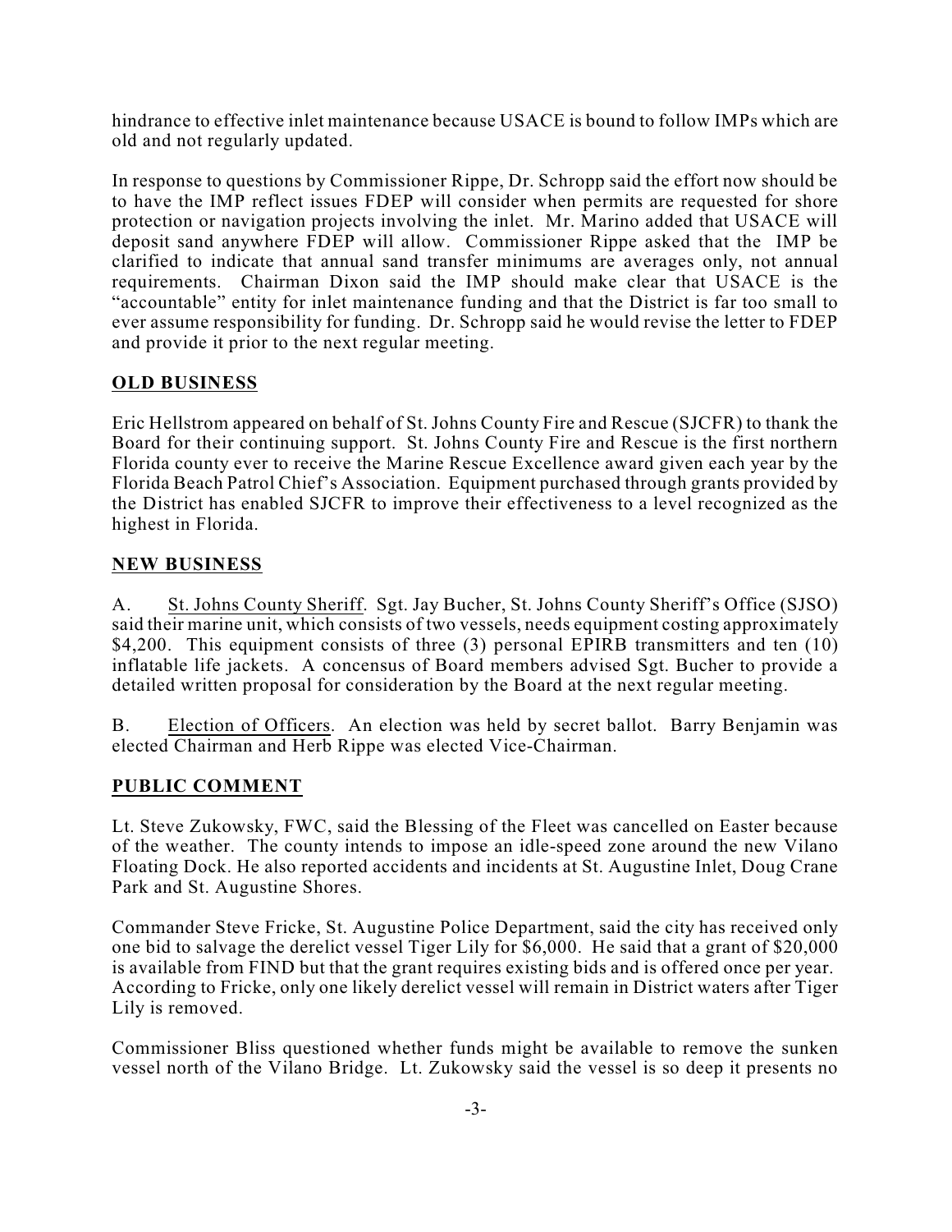hindrance to effective inlet maintenance because USACE is bound to follow IMPs which are old and not regularly updated.

In response to questions by Commissioner Rippe, Dr. Schropp said the effort now should be to have the IMP reflect issues FDEP will consider when permits are requested for shore protection or navigation projects involving the inlet. Mr. Marino added that USACE will deposit sand anywhere FDEP will allow. Commissioner Rippe asked that the IMP be clarified to indicate that annual sand transfer minimums are averages only, not annual requirements. Chairman Dixon said the IMP should make clear that USACE is the "accountable" entity for inlet maintenance funding and that the District is far too small to ever assume responsibility for funding. Dr. Schropp said he would revise the letter to FDEP and provide it prior to the next regular meeting.

## OLD BUSINESS

Eric Hellstrom appeared on behalf of St. Johns County Fire and Rescue (SJCFR) to thank the Board for their continuing support. St. Johns County Fire and Rescue is the first northern Florida county ever to receive the Marine Rescue Excellence award given each year by the Florida Beach Patrol Chief's Association. Equipment purchased through grants provided by the District has enabled SJCFR to improve their effectiveness to a level recognized as the highest in Florida.

## NEW BUSINESS

A. St. Johns County Sheriff. Sgt. Jay Bucher, St. Johns County Sheriff's Office (SJSO) said their marine unit, which consists of two vessels, needs equipment costing approximately $4,200. This equipment consists of three (3) personal EPIRB transmitters and ten (10) inflatable life jackets. A concensus of Board members advised Sgt. Bucher to provide a detailed written proposal for consideration by the Board at the next regular meeting.

B. Election of Officers. An election was held by secret ballot. Barry Benjamin was elected Chairman and Herb Rippe was elected Vice-Chairman.

## PUBLIC COMMENT

Lt. Steve Zukowsky, FWC, said the Blessing of the Fleet was cancelled on Easter because of the weather. The county intends to impose an idle-speed zone around the new Vilano Floating Dock. He also reported accidents and incidents at St. Augustine Inlet, Doug Crane Park and St. Augustine Shores.

Commander Steve Fricke, St. Augustine Police Department, said the city has received only one bid to salvage the derelict vessel Tiger Lily for $6,000. He said that a grant of $20,000 is available from FIND but that the grant requires existing bids and is offered once per year. According to Fricke, only one likely derelict vessel will remain in District waters after Tiger Lily is removed.

Commissioner Bliss questioned whether funds might be available to remove the sunken vessel north of the Vilano Bridge. Lt. Zukowsky said the vessel is so deep it presents no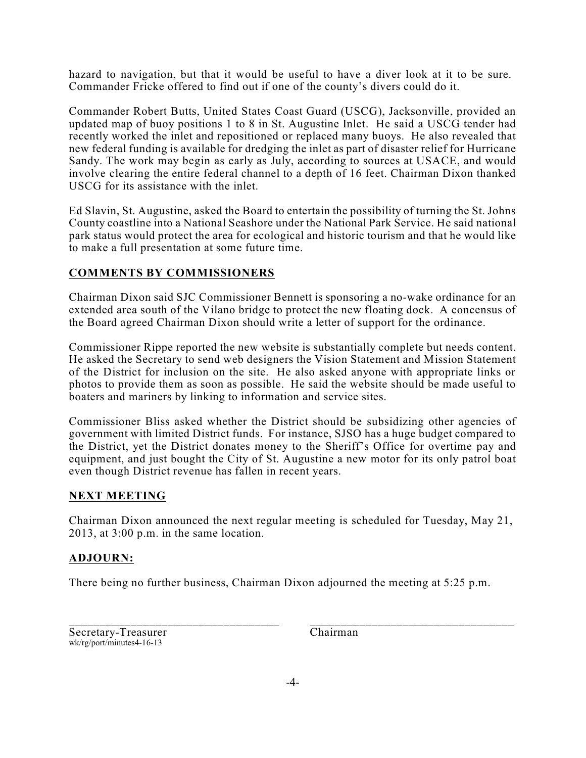hazard to navigation, but that it would be useful to have a diver look at it to be sure. Commander Fricke offered to find out if one of the county's divers could do it.

Commander Robert Butts, United States Coast Guard (USCG), Jacksonville, provided an updated map of buoy positions 1 to 8 in St. Augustine Inlet. He said a USCG tender had recently worked the inlet and repositioned or replaced many buoys. He also revealed that new federal funding is available for dredging the inlet as part of disaster relief for Hurricane Sandy. The work may begin as early as July, according to sources at USACE, and would involve clearing the entire federal channel to a depth of 16 feet. Chairman Dixon thanked USCG for its assistance with the inlet.

Ed Slavin, St. Augustine, asked the Board to entertain the possibility of turning the St. Johns County coastline into a National Seashore under the National Park Service. He said national park status would protect the area for ecological and historic tourism and that he would like to make a full presentation at some future time.

## COMMENTS BY COMMISSIONERS

Chairman Dixon said SJC Commissioner Bennett is sponsoring a no-wake ordinance for an extended area south of the Vilano bridge to protect the new floating dock. A concensus of the Board agreed Chairman Dixon should write a letter of support for the ordinance.

Commissioner Rippe reported the new website is substantially complete but needs content. He asked the Secretary to send web designers the Vision Statement and Mission Statement of the District for inclusion on the site. He also asked anyone with appropriate links or photos to provide them as soon as possible. He said the website should be made useful to boaters and mariners by linking to information and service sites.

Commissioner Bliss asked whether the District should be subsidizing other agencies of government with limited District funds. For instance, SJSO has a huge budget compared to the District, yet the District donates money to the Sheriff's Office for overtime pay and equipment, and just bought the City of St. Augustine a new motor for its only patrol boat even though District revenue has fallen in recent years.

## NEXT MEETING

Chairman Dixon announced the next regular meeting is scheduled for Tuesday, May 21, 2013, at 3:00 p.m. in the same location.

## ADJOURN:

There being no further business, Chairman Dixon adjourned the meeting at 5:25 p.m.

\_\_\_\_\_\_\_\_\_\_\_\_\_\_\_\_\_\_\_\_\_\_\_\_\_\_\_\_\_\_\_\_\_\_\_\_ \_\_\_\_\_\_\_\_\_\_\_\_\_\_\_\_\_\_\_\_\_\_\_\_\_\_\_\_\_\_\_\_\_\_\_\_

Secretary-Treasurer Chairman

wk/rg/port/minutes4-16-13